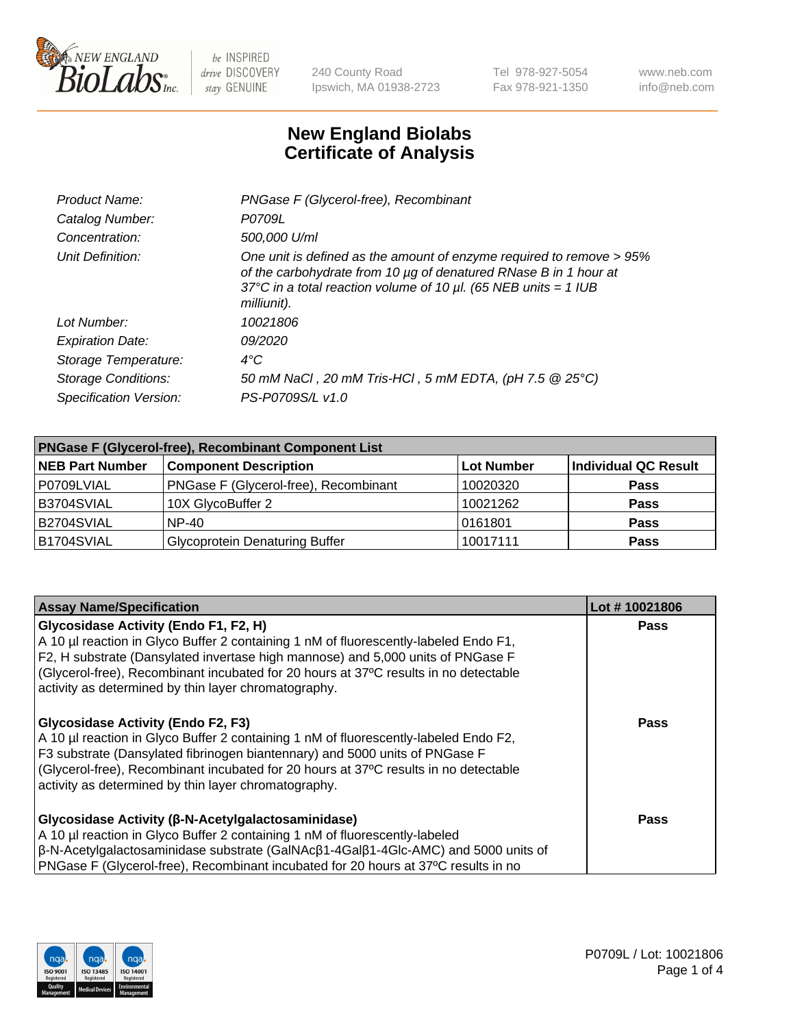NEW ENGLAND BioLabs Inc. be INSPIRED drive DISCOVERY stay GENUINE 240 County Road Ipswich, MA 01938-2723 Tel 978-927-5054 Fax 978-921-1350 www.neb.com info@neb.com

# New England Biolabs Certificate of Analysis

| | |
|---|---|
| *Product Name:* | *PNGase F (Glycerol-free), Recombinant* |
| *Catalog Number:* | *P0709L* |
| *Concentration:* | *500,000 U/ml* |
| *Unit Definition:* | *One unit is defined as the amount of enzyme required to remove > 95% of the carbohydrate from 10 µg of denatured RNase B in 1 hour at 37°C in a total reaction volume of 10 µl. (65 NEB units = 1 IUB milliunit).* |
| *Lot Number:* | *10021806* |
| *Expiration Date:* | *09/2020* |
| *Storage Temperature:* | *4°C* |
| *Storage Conditions:* | *50 mM NaCl , 20 mM Tris-HCl , 5 mM EDTA, (pH 7.5 @ 25°C)* |
| *Specification Version:* | *PS-P0709S/L v1.0* |

| PNGase F (Glycerol-free), Recombinant Component List | | | |
|---|---|---|---|
| **NEB Part Number** | **Component Description** | **Lot Number** | **Individual QC Result** |
| P0709LVIAL | PNGase F (Glycerol-free), Recombinant | 10020320 | **Pass** |
| B3704SVIAL | 10X GlycoBuffer 2 | 10021262 | **Pass** |
| B2704SVIAL | NP-40 | 0161801 | **Pass** |
| B1704SVIAL | Glycoprotein Denaturing Buffer | 10017111 | **Pass** |

| Assay Name/Specification | Lot # 10021806 |
|---|---|
| **Glycosidase Activity (Endo F1, F2, H)** A 10 µl reaction in Glyco Buffer 2 containing 1 nM of fluorescently-labeled Endo F1, F2, H substrate (Dansylated invertase high mannose) and 5,000 units of PNGase F (Glycerol-free), Recombinant incubated for 20 hours at 37ºC results in no detectable activity as determined by thin layer chromatography. | **Pass** |
| **Glycosidase Activity (Endo F2, F3)** A 10 µl reaction in Glyco Buffer 2 containing 1 nM of fluorescently-labeled Endo F2, F3 substrate (Dansylated fibrinogen biantennary) and 5000 units of PNGase F (Glycerol-free), Recombinant incubated for 20 hours at 37ºC results in no detectable activity as determined by thin layer chromatography. | **Pass** |
| **Glycosidase Activity (β-N-Acetylgalactosaminidase)** A 10 µl reaction in Glyco Buffer 2 containing 1 nM of fluorescently-labeled β-N-Acetylgalactosaminidase substrate (GalNAcβ1-4Galβ1-4Glc-AMC) and 5000 units of PNGase F (Glycerol-free), Recombinant incubated for 20 hours at 37ºC results in no | **Pass** |

P0709L / Lot: 10021806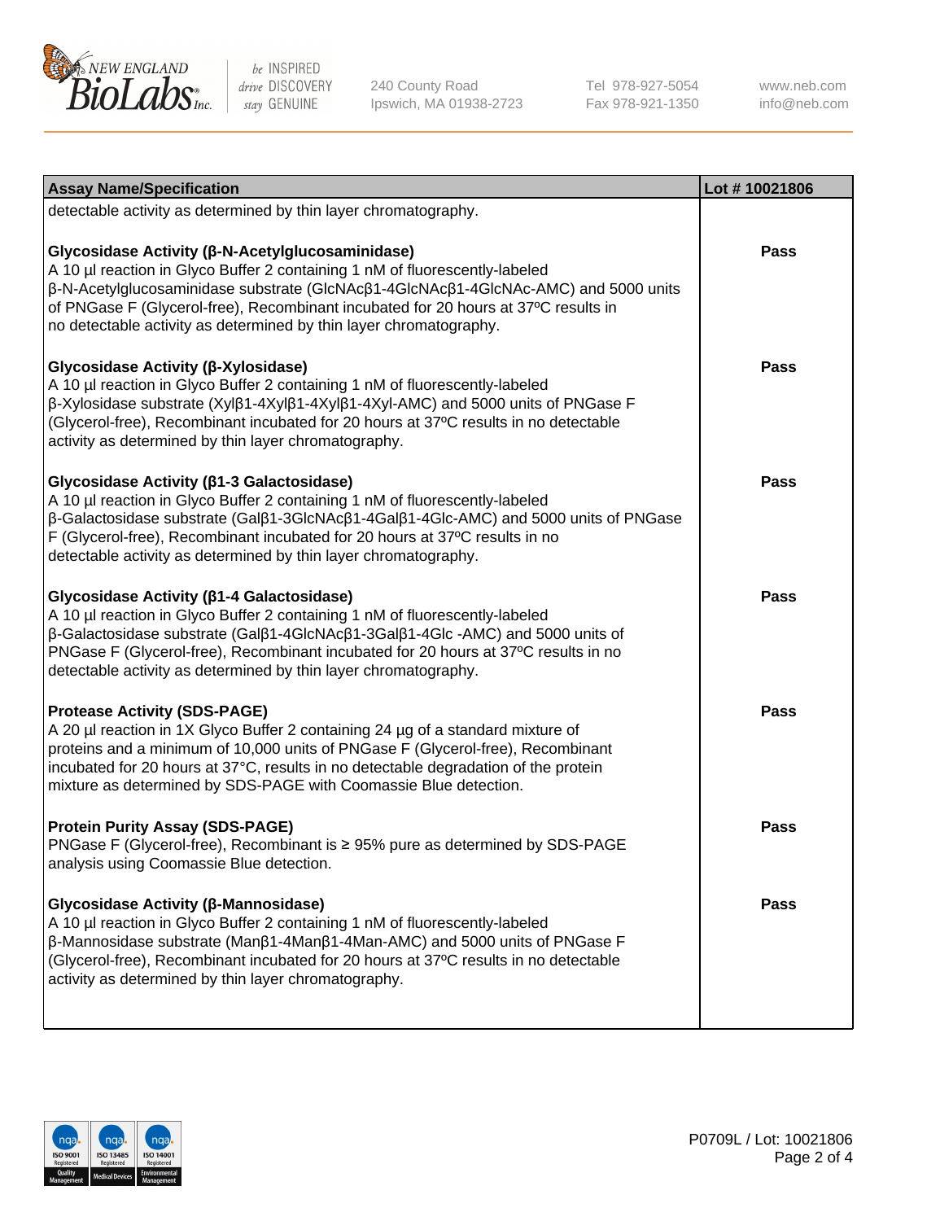| Assay Name/Specification | Lot # 10021806 |
| --- | --- |
| detectable activity as determined by thin layer chromatography. | |
| **Glycosidase Activity (β-N-Acetylglucosaminidase)**<br>A 10 µl reaction in Glyco Buffer 2 containing 1 nM of fluorescently-labeled β-N-Acetylglucosaminidase substrate (GlcNAcβ1-4GlcNAcβ1-4GlcNAc-AMC) and 5000 units of PNGase F (Glycerol-free), Recombinant incubated for 20 hours at 37ºC results in no detectable activity as determined by thin layer chromatography. | Pass |
| **Glycosidase Activity (β-Xylosidase)**<br>A 10 µl reaction in Glyco Buffer 2 containing 1 nM of fluorescently-labeled β-Xylosidase substrate (Xylβ1-4Xylβ1-4Xylβ1-4Xyl-AMC) and 5000 units of PNGase F (Glycerol-free), Recombinant incubated for 20 hours at 37ºC results in no detectable activity as determined by thin layer chromatography. | Pass |
| **Glycosidase Activity (β1-3 Galactosidase)**<br>A 10 µl reaction in Glyco Buffer 2 containing 1 nM of fluorescently-labeled β-Galactosidase substrate (Galβ1-3GlcNAcβ1-4Galβ1-4Glc-AMC) and 5000 units of PNGase F (Glycerol-free), Recombinant incubated for 20 hours at 37ºC results in no detectable activity as determined by thin layer chromatography. | Pass |
| **Glycosidase Activity (β1-4 Galactosidase)**<br>A 10 µl reaction in Glyco Buffer 2 containing 1 nM of fluorescently-labeled β-Galactosidase substrate (Galβ1-4GlcNAcβ1-3Galβ1-4Glc -AMC) and 5000 units of PNGase F (Glycerol-free), Recombinant incubated for 20 hours at 37ºC results in no detectable activity as determined by thin layer chromatography. | Pass |
| **Protease Activity (SDS-PAGE)**<br>A 20 µl reaction in 1X Glyco Buffer 2 containing 24 µg of a standard mixture of proteins and a minimum of 10,000 units of PNGase F (Glycerol-free), Recombinant incubated for 20 hours at 37°C, results in no detectable degradation of the protein mixture as determined by SDS-PAGE with Coomassie Blue detection. | Pass |
| **Protein Purity Assay (SDS-PAGE)**<br>PNGase F (Glycerol-free), Recombinant is ≥ 95% pure as determined by SDS-PAGE analysis using Coomassie Blue detection. | Pass |
| **Glycosidase Activity (β-Mannosidase)**<br>A 10 µl reaction in Glyco Buffer 2 containing 1 nM of fluorescently-labeled β-Mannosidase substrate (Manβ1-4Manβ1-4Man-AMC) and 5000 units of PNGase F (Glycerol-free), Recombinant incubated for 20 hours at 37ºC results in no detectable activity as determined by thin layer chromatography. | Pass |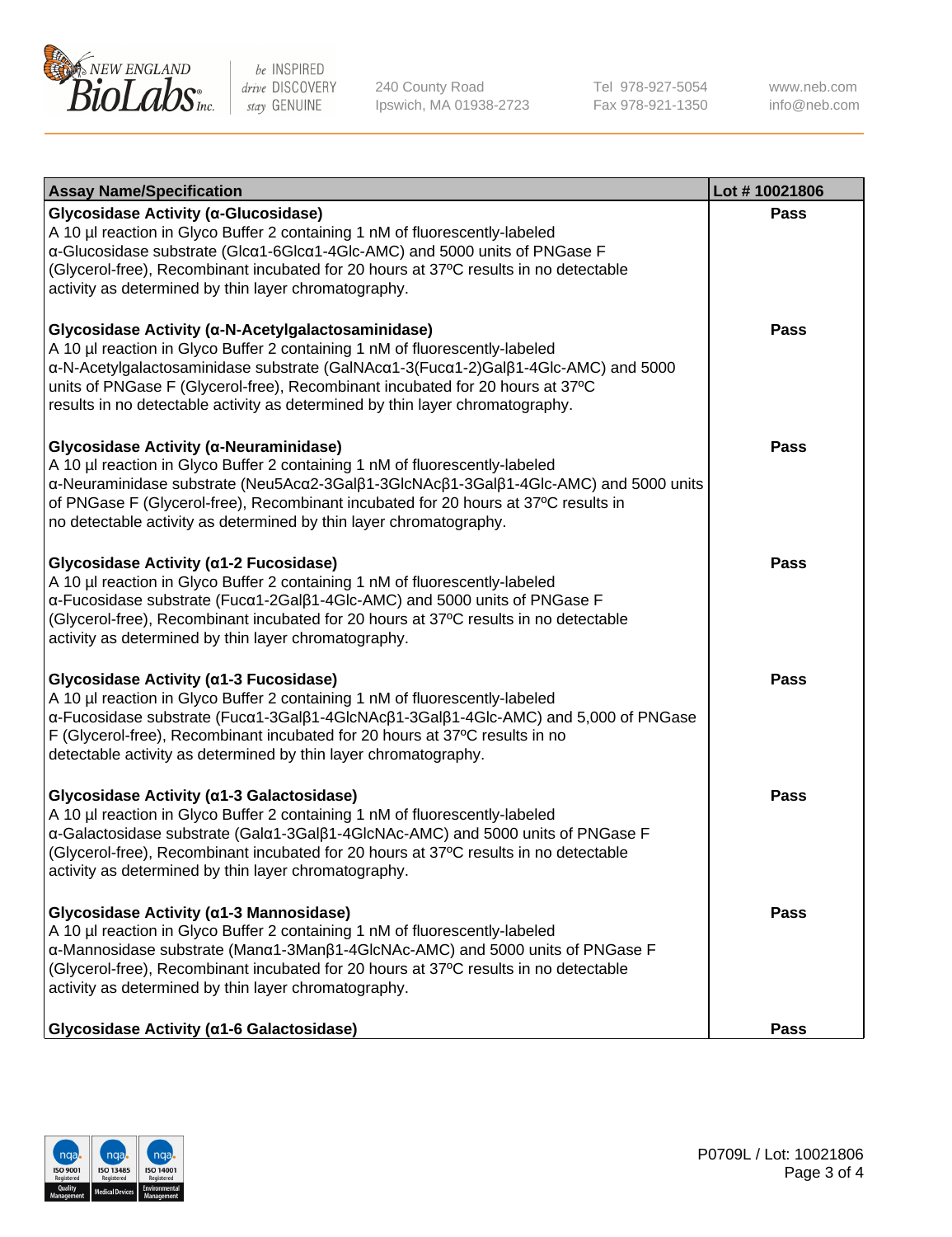| Assay Name/Specification | Lot # 10021806 |
|---|---|
| **Glycosidase Activity (α-Glucosidase)**<br>A 10 µl reaction in Glyco Buffer 2 containing 1 nM of fluorescently-labeled α-Glucosidase substrate (Glcα1-6Glcα1-4Glc-AMC) and 5000 units of PNGase F (Glycerol-free), Recombinant incubated for 20 hours at 37ºC results in no detectable activity as determined by thin layer chromatography. | **Pass** |
| **Glycosidase Activity (α-N-Acetylgalactosaminidase)**<br>A 10 µl reaction in Glyco Buffer 2 containing 1 nM of fluorescently-labeled α-N-Acetylgalactosaminidase substrate (GalNAcα1-3(Fucα1-2)Galβ1-4Glc-AMC) and 5000 units of PNGase F (Glycerol-free), Recombinant incubated for 20 hours at 37ºC results in no detectable activity as determined by thin layer chromatography. | **Pass** |
| **Glycosidase Activity (α-Neuraminidase)**<br>A 10 µl reaction in Glyco Buffer 2 containing 1 nM of fluorescently-labeled α-Neuraminidase substrate (Neu5Acα2-3Galβ1-3GlcNAcβ1-3Galβ1-4Glc-AMC) and 5000 units of PNGase F (Glycerol-free), Recombinant incubated for 20 hours at 37ºC results in no detectable activity as determined by thin layer chromatography. | **Pass** |
| **Glycosidase Activity (α1-2 Fucosidase)**<br>A 10 µl reaction in Glyco Buffer 2 containing 1 nM of fluorescently-labeled α-Fucosidase substrate (Fucα1-2Galβ1-4Glc-AMC) and 5000 units of PNGase F (Glycerol-free), Recombinant incubated for 20 hours at 37ºC results in no detectable activity as determined by thin layer chromatography. | **Pass** |
| **Glycosidase Activity (α1-3 Fucosidase)**<br>A 10 µl reaction in Glyco Buffer 2 containing 1 nM of fluorescently-labeled α-Fucosidase substrate (Fucα1-3Galβ1-4GlcNAcβ1-3Galβ1-4Glc-AMC) and 5,000 of PNGase F (Glycerol-free), Recombinant incubated for 20 hours at 37ºC results in no detectable activity as determined by thin layer chromatography. | **Pass** |
| **Glycosidase Activity (α1-3 Galactosidase)**<br>A 10 µl reaction in Glyco Buffer 2 containing 1 nM of fluorescently-labeled α-Galactosidase substrate (Galα1-3Galβ1-4GlcNAc-AMC) and 5000 units of PNGase F (Glycerol-free), Recombinant incubated for 20 hours at 37ºC results in no detectable activity as determined by thin layer chromatography. | **Pass** |
| **Glycosidase Activity (α1-3 Mannosidase)**<br>A 10 µl reaction in Glyco Buffer 2 containing 1 nM of fluorescently-labeled α-Mannosidase substrate (Manα1-3Manβ1-4GlcNAc-AMC) and 5000 units of PNGase F (Glycerol-free), Recombinant incubated for 20 hours at 37ºC results in no detectable activity as determined by thin layer chromatography. | **Pass** |
| **Glycosidase Activity (α1-6 Galactosidase)** | **Pass** |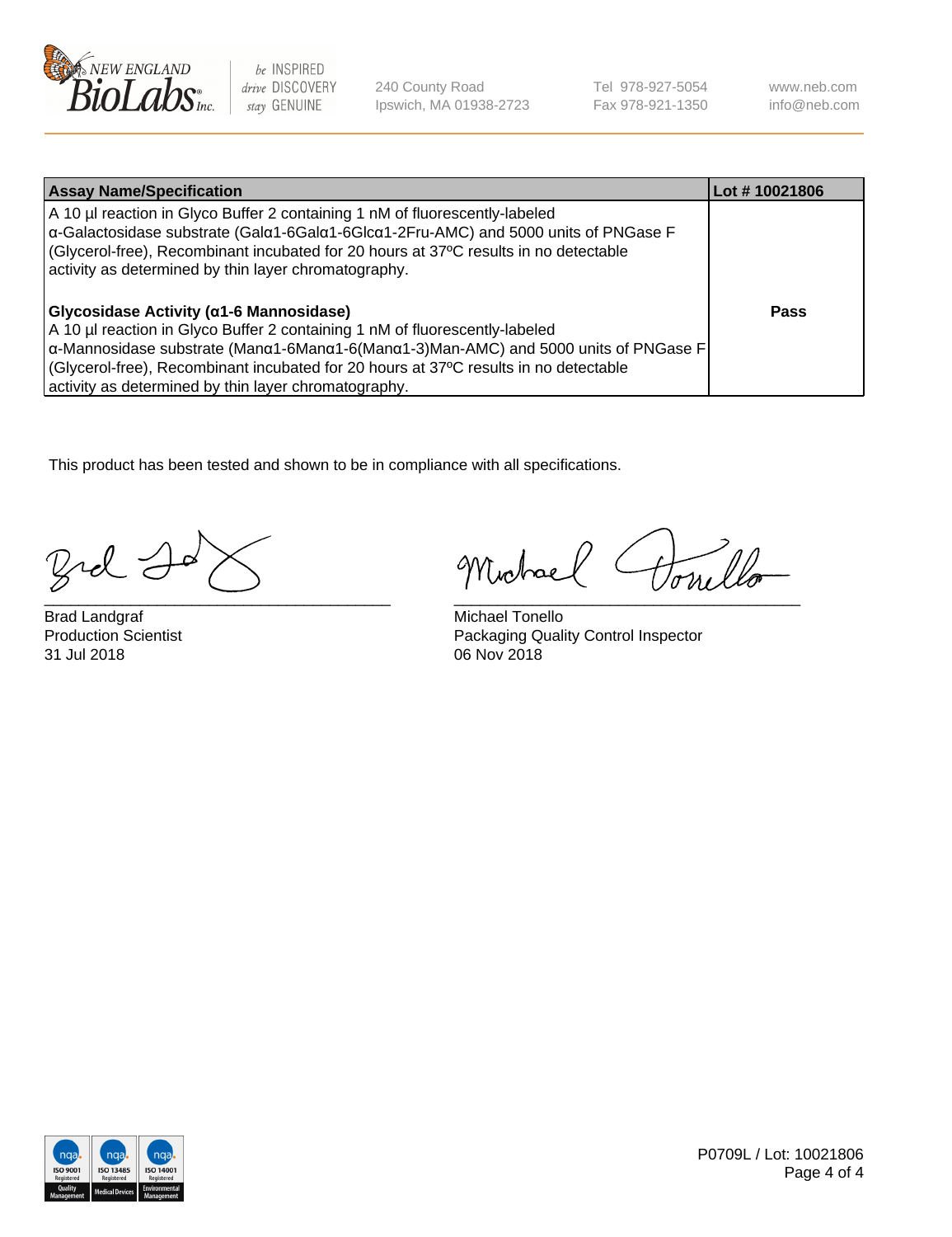| Assay Name/Specification | Lot # 10021806 |
|---|---|
| A 10 µl reaction in Glyco Buffer 2 containing 1 nM of fluorescently-labeled α-Galactosidase substrate (Galα1-6Galα1-6Glcα1-2Fru-AMC) and 5000 units of PNGase F (Glycerol-free), Recombinant incubated for 20 hours at 37ºC results in no detectable activity as determined by thin layer chromatography. | |
| **Glycosidase Activity (α1-6 Mannosidase)**<br>A 10 µl reaction in Glyco Buffer 2 containing 1 nM of fluorescently-labeled α-Mannosidase substrate (Manα1-6Manα1-6(Manα1-3)Man-AMC) and 5000 units of PNGase F (Glycerol-free), Recombinant incubated for 20 hours at 37ºC results in no detectable activity as determined by thin layer chromatography. | **Pass** |

This product has been tested and shown to be in compliance with all specifications.

Brad Landgraf
Production Scientist
31 Jul 2018

Michael Tonello
Packaging Quality Control Inspector
06 Nov 2018

P0709L / Lot: 10021806